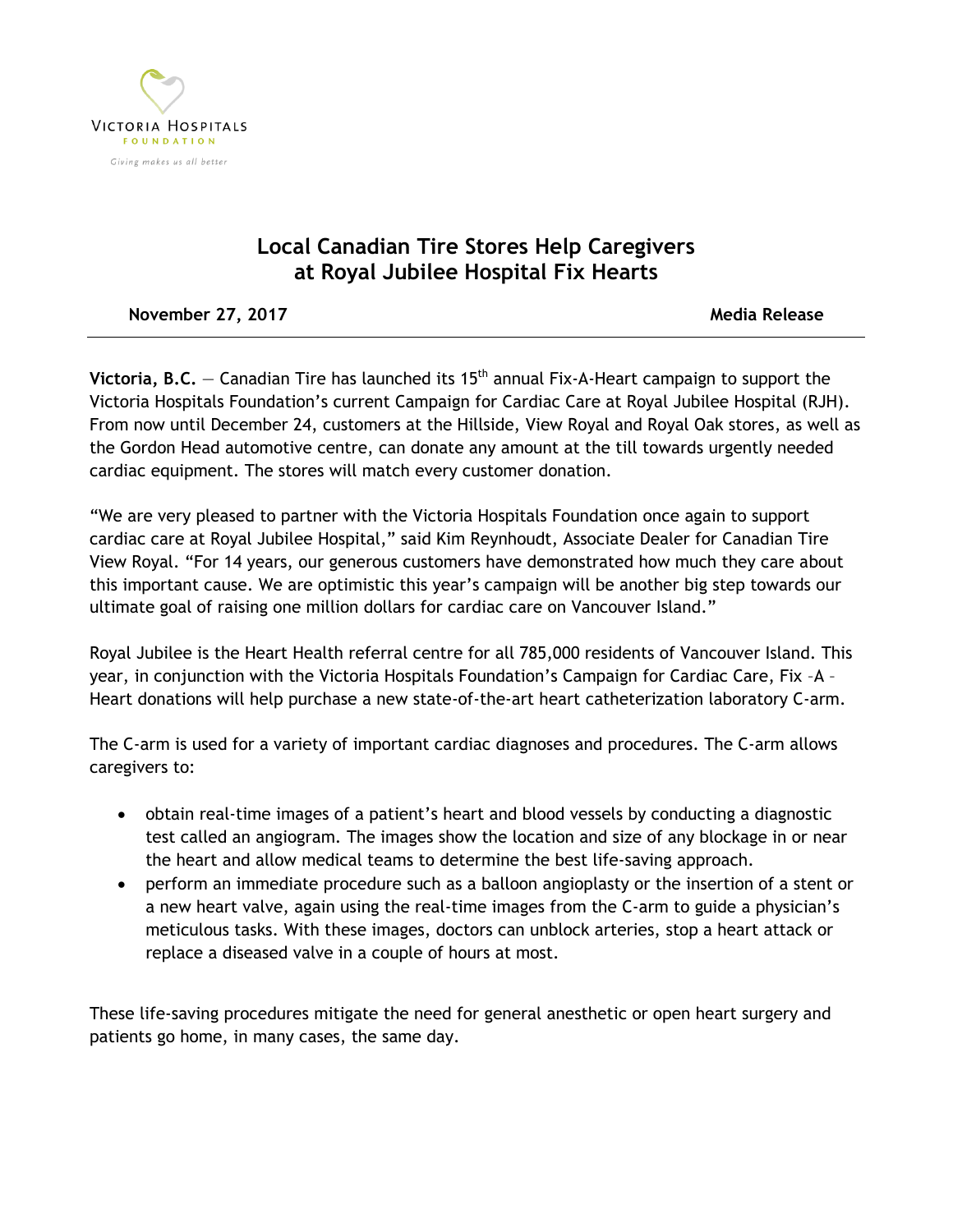VICTORIA HOSPITALS
FOUNDATION
*Giving makes us all better*

# Local Canadian Tire Stores Help Caregivers at Royal Jubilee Hospital Fix Hearts

**November 27, 2017** **Media Release**

---

**Victoria, B.C.** — Canadian Tire has launched its 15th annual Fix-A-Heart campaign to support the Victoria Hospitals Foundation's current Campaign for Cardiac Care at Royal Jubilee Hospital (RJH). From now until December 24, customers at the Hillside, View Royal and Royal Oak stores, as well as the Gordon Head automotive centre, can donate any amount at the till towards urgently needed cardiac equipment. The stores will match every customer donation.

"We are very pleased to partner with the Victoria Hospitals Foundation once again to support cardiac care at Royal Jubilee Hospital," said Kim Reynhoudt, Associate Dealer for Canadian Tire View Royal. "For 14 years, our generous customers have demonstrated how much they care about this important cause. We are optimistic this year's campaign will be another big step towards our ultimate goal of raising one million dollars for cardiac care on Vancouver Island."

Royal Jubilee is the Heart Health referral centre for all 785,000 residents of Vancouver Island. This year, in conjunction with the Victoria Hospitals Foundation's Campaign for Cardiac Care, Fix –A – Heart donations will help purchase a new state-of-the-art heart catheterization laboratory C-arm.

The C-arm is used for a variety of important cardiac diagnoses and procedures. The C-arm allows caregivers to:

- obtain real-time images of a patient's heart and blood vessels by conducting a diagnostic test called an angiogram. The images show the location and size of any blockage in or near the heart and allow medical teams to determine the best life-saving approach.
- perform an immediate procedure such as a balloon angioplasty or the insertion of a stent or a new heart valve, again using the real-time images from the C-arm to guide a physician's meticulous tasks. With these images, doctors can unblock arteries, stop a heart attack or replace a diseased valve in a couple of hours at most.

These life-saving procedures mitigate the need for general anesthetic or open heart surgery and patients go home, in many cases, the same day.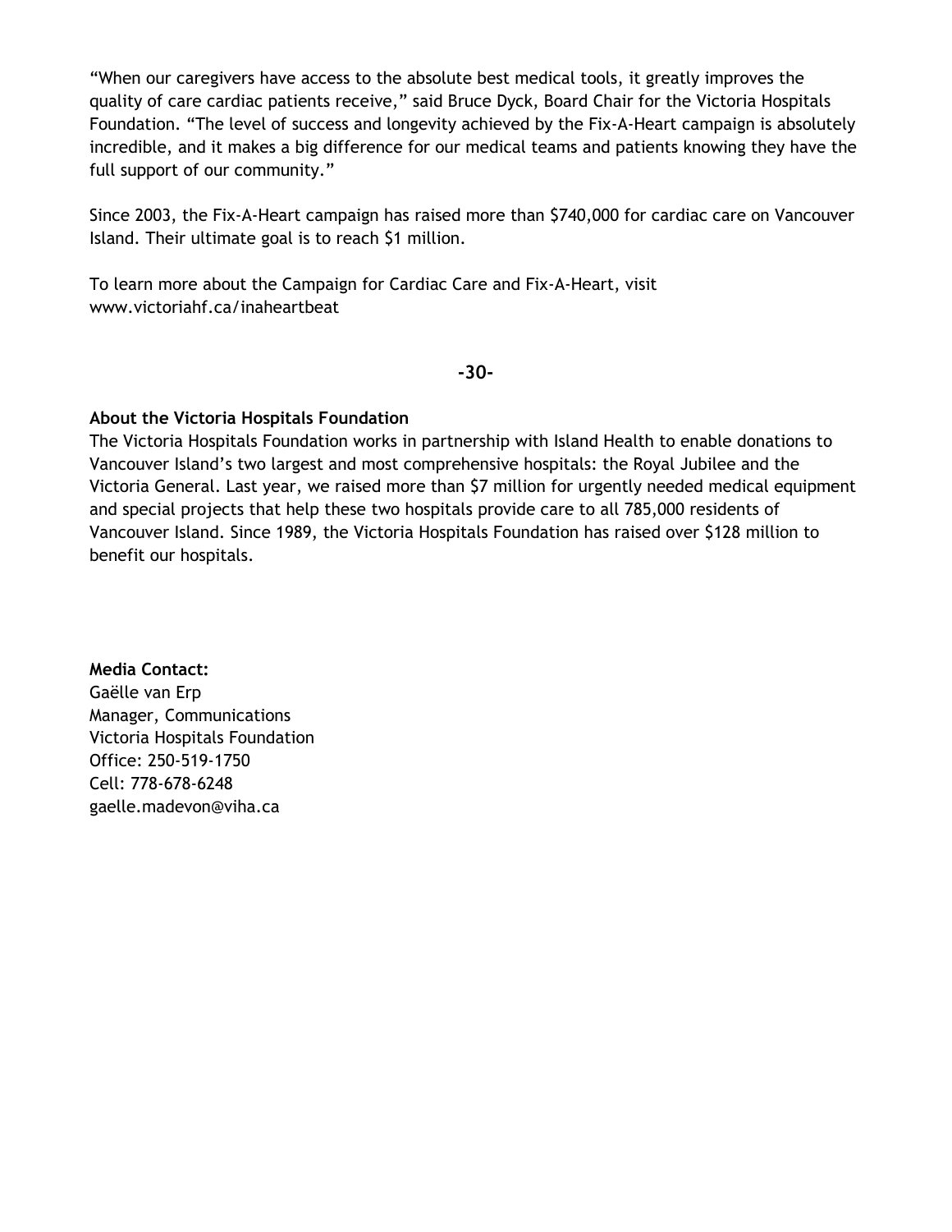"When our caregivers have access to the absolute best medical tools, it greatly improves the quality of care cardiac patients receive," said Bruce Dyck, Board Chair for the Victoria Hospitals Foundation. "The level of success and longevity achieved by the Fix-A-Heart campaign is absolutely incredible, and it makes a big difference for our medical teams and patients knowing they have the full support of our community."

Since 2003, the Fix-A-Heart campaign has raised more than $740,000 for cardiac care on Vancouver Island. Their ultimate goal is to reach $1 million.

To learn more about the Campaign for Cardiac Care and Fix-A-Heart, visit www.victoriahf.ca/inaheartbeat

**-30-**

**About the Victoria Hospitals Foundation**

The Victoria Hospitals Foundation works in partnership with Island Health to enable donations to Vancouver Island's two largest and most comprehensive hospitals: the Royal Jubilee and the Victoria General. Last year, we raised more than $7 million for urgently needed medical equipment and special projects that help these two hospitals provide care to all 785,000 residents of Vancouver Island. Since 1989, the Victoria Hospitals Foundation has raised over $128 million to benefit our hospitals.

**Media Contact:**

Gaëlle van Erp  
Manager, Communications  
Victoria Hospitals Foundation  
Office: 250-519-1750  
Cell: 778-678-6248  
gaelle.madevon@viha.ca